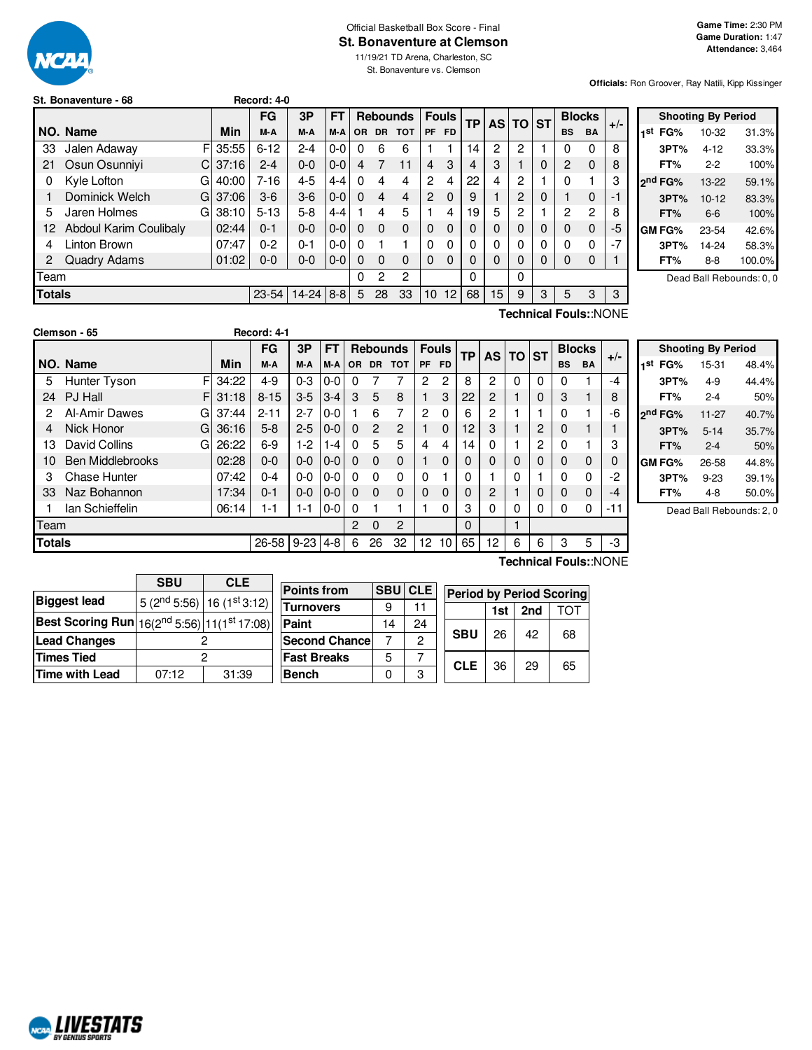Official Basketball Box Score - Final

# St. Bonaventure at Clemson

11/19/21 TD Arena, Charleston, SC

St. Bonaventure vs. Clemson

**Game Time:** 2:30 PM
**Game Duration:** 1:47
**Attendance:** 3,464

**Officials:** Ron Groover, Ray Natili, Kipp Kissinger

## St. Bonaventure - 68 (Record: 4-0)

| NO. | Name | | Min | FG M-A | 3P M-A | FT M-A | OR | DR | TOT | PF | FD | TP | AS | TO | ST | BS | BA | +/- |
|---|---|---|---|---|---|---|---|---|---|---|---|---|---|---|---|---|---|---|
| 33 | Jalen Adaway | F | 35:55 | 6-12 | 2-4 | 0-0 | 0 | 6 | 6 | 1 | 1 | 14 | 2 | 2 | 1 | 0 | 0 | 8 |
| 21 | Osun Osunniyi | C | 37:16 | 2-4 | 0-0 | 0-0 | 4 | 7 | 11 | 4 | 3 | 4 | 3 | 1 | 0 | 2 | 0 | 8 |
| 0 | Kyle Lofton | G | 40:00 | 7-16 | 4-5 | 4-4 | 0 | 4 | 4 | 2 | 4 | 22 | 4 | 2 | 1 | 0 | 1 | 3 |
| 1 | Dominick Welch | G | 37:06 | 3-6 | 3-6 | 0-0 | 0 | 4 | 4 | 2 | 0 | 9 | 1 | 2 | 0 | 1 | 0 | -1 |
| 5 | Jaren Holmes | G | 38:10 | 5-13 | 5-8 | 4-4 | 1 | 4 | 5 | 1 | 4 | 19 | 5 | 2 | 1 | 2 | 2 | 8 |
| 12 | Abdoul Karim Coulibaly | | 02:44 | 0-1 | 0-0 | 0-0 | 0 | 0 | 0 | 0 | 0 | 0 | 0 | 0 | 0 | 0 | 0 | -5 |
| 4 | Linton Brown | | 07:47 | 0-2 | 0-1 | 0-0 | 0 | 1 | 1 | 0 | 0 | 0 | 0 | 0 | 0 | 0 | 0 | -7 |
| 2 | Quadry Adams | | 01:02 | 0-0 | 0-0 | 0-0 | 0 | 0 | 0 | 0 | 0 | 0 | 0 | 0 | 0 | 0 | 0 | 1 |
| | Team | | | | | | 0 | 2 | 2 | | | 0 | | 0 | | | | |
| | **Totals** | | | 23-54 | 14-24 | 8-8 | 5 | 28 | 33 | 10 | 12 | 68 | 15 | 9 | 3 | 5 | 3 | 3 |

Technical Fouls::NONE

| Shooting By Period | | | |
|---|---|---|---|
| 1st | FG% | 10-32 | 31.3% |
| | 3PT% | 4-12 | 33.3% |
| | FT% | 2-2 | 100% |
| 2nd | FG% | 13-22 | 59.1% |
| | 3PT% | 10-12 | 83.3% |
| | FT% | 6-6 | 100% |
| GM | FG% | 23-54 | 42.6% |
| | 3PT% | 14-24 | 58.3% |
| | FT% | 8-8 | 100.0% |

Dead Ball Rebounds: 0, 0

## Clemson - 65 (Record: 4-1)

| NO. | Name | | Min | FG M-A | 3P M-A | FT M-A | OR | DR | TOT | PF | FD | TP | AS | TO | ST | BS | BA | +/- |
|---|---|---|---|---|---|---|---|---|---|---|---|---|---|---|---|---|---|---|
| 5 | Hunter Tyson | F | 34:22 | 4-9 | 0-3 | 0-0 | 0 | 7 | 7 | 2 | 2 | 8 | 2 | 0 | 0 | 0 | 1 | -4 |
| 24 | PJ Hall | F | 31:18 | 8-15 | 3-5 | 3-4 | 3 | 5 | 8 | 1 | 3 | 22 | 2 | 1 | 0 | 3 | 1 | 8 |
| 2 | Al-Amir Dawes | G | 37:44 | 2-11 | 2-7 | 0-0 | 1 | 6 | 7 | 2 | 0 | 6 | 2 | 1 | 1 | 0 | 1 | -6 |
| 4 | Nick Honor | G | 36:16 | 5-8 | 2-5 | 0-0 | 0 | 2 | 2 | 1 | 0 | 12 | 3 | 1 | 2 | 0 | 1 | 1 |
| 13 | David Collins | G | 26:22 | 6-9 | 1-2 | 1-4 | 0 | 5 | 5 | 4 | 4 | 14 | 0 | 1 | 2 | 0 | 1 | 3 |
| 10 | Ben Middlebrooks | | 02:28 | 0-0 | 0-0 | 0-0 | 0 | 0 | 0 | 1 | 0 | 0 | 0 | 0 | 0 | 0 | 0 | 0 |
| 3 | Chase Hunter | | 07:42 | 0-4 | 0-0 | 0-0 | 0 | 0 | 0 | 0 | 1 | 0 | 1 | 0 | 1 | 0 | 0 | -2 |
| 33 | Naz Bohannon | | 17:34 | 0-1 | 0-0 | 0-0 | 0 | 0 | 0 | 0 | 0 | 0 | 2 | 1 | 0 | 0 | 0 | -4 |
| 1 | Ian Schieffelin | | 06:14 | 1-1 | 1-1 | 0-0 | 0 | 1 | 1 | 1 | 0 | 3 | 0 | 0 | 0 | 0 | 0 | -11 |
| | Team | | | | | | 2 | 0 | 2 | | | 0 | | 1 | | | | |
| | **Totals** | | | 26-58 | 9-23 | 4-8 | 6 | 26 | 32 | 12 | 10 | 65 | 12 | 6 | 6 | 3 | 5 | -3 |

Technical Fouls::NONE

| Shooting By Period | | | |
|---|---|---|---|
| 1st | FG% | 15-31 | 48.4% |
| | 3PT% | 4-9 | 44.4% |
| | FT% | 2-4 | 50% |
| 2nd | FG% | 11-27 | 40.7% |
| | 3PT% | 5-14 | 35.7% |
| | FT% | 2-4 | 50% |
| GM | FG% | 26-58 | 44.8% |
| | 3PT% | 9-23 | 39.1% |
| | FT% | 4-8 | 50.0% |

Dead Ball Rebounds: 2, 0

| | SBU | CLE |
|---|---|---|
| Biggest lead | 5 (2nd 5:56) | 16 (1st 3:12) |
| Best Scoring Run | 16(2nd 5:56) | 11(1st 17:08) |
| Lead Changes | 2 | |
| Times Tied | 2 | |
| Time with Lead | 07:12 | 31:39 |

| Points from | SBU | CLE |
|---|---|---|
| Turnovers | 9 | 11 |
| Paint | 14 | 24 |
| Second Chance | 7 | 2 |
| Fast Breaks | 5 | 7 |
| Bench | 0 | 3 |

| Period by Period Scoring | 1st | 2nd | TOT |
|---|---|---|---|
| SBU | 26 | 42 | 68 |
| CLE | 36 | 29 | 65 |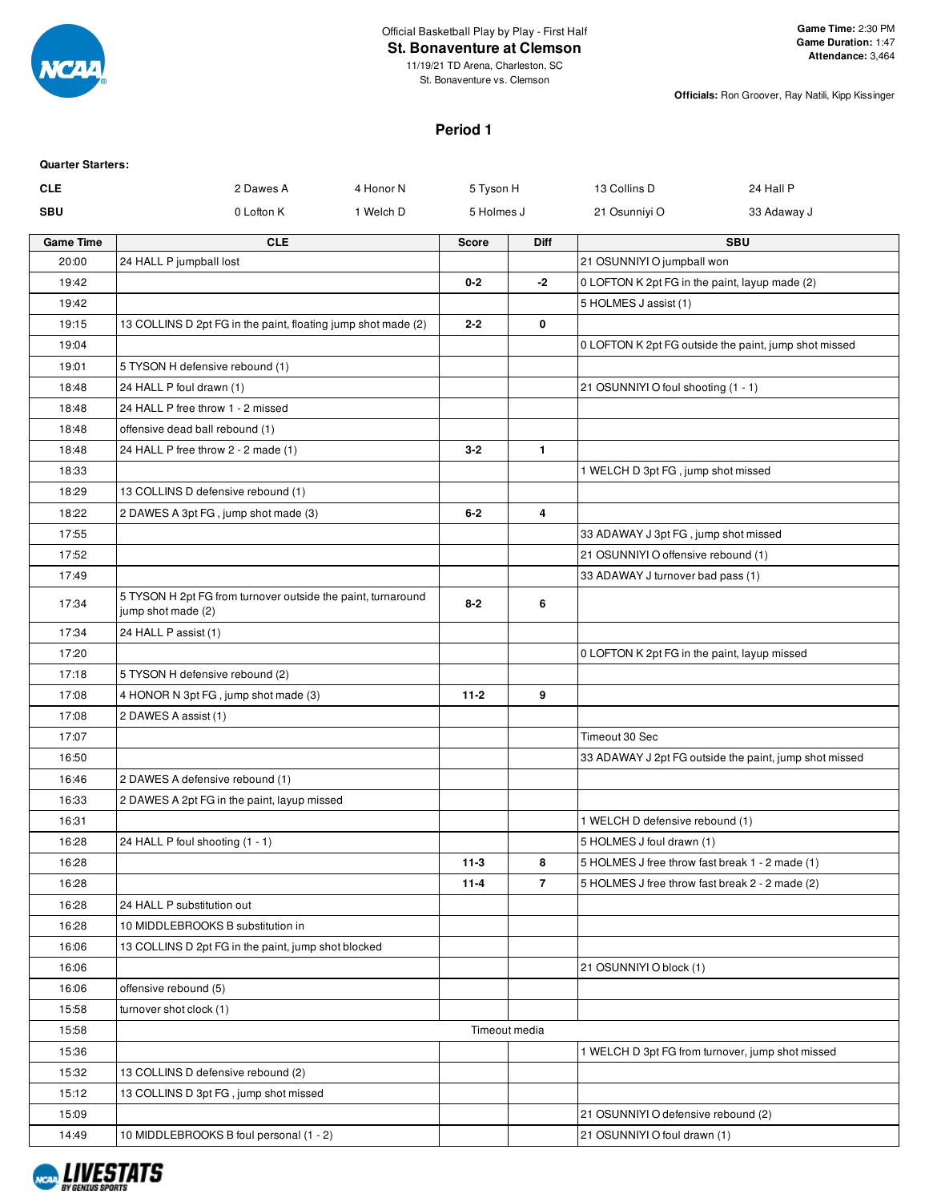Official Basketball Play by Play - First Half

# St. Bonaventure at Clemson

11/19/21 TD Arena, Charleston, SC

St. Bonaventure vs. Clemson

**Game Time:** 2:30 PM
**Game Duration:** 1:47
**Attendance:** 3,464

**Officials:** Ron Groover, Ray Natili, Kipp Kissinger

## Period 1

**Quarter Starters:**

| | | | | | |
|---|---|---|---|---|---|
| CLE | 2 Dawes A | 4 Honor N | 5 Tyson H | 13 Collins D | 24 Hall P |
| SBU | 0 Lofton K | 1 Welch D | 5 Holmes J | 21 Osunniyi O | 33 Adaway J |

| Game Time | CLE | Score | Diff | SBU |
|---|---|---|---|---|
| 20:00 | 24 HALL P jumpball lost | | | 21 OSUNNIYI O jumpball won |
| 19:42 | | 0-2 | -2 | 0 LOFTON K 2pt FG in the paint, layup made (2) |
| 19:42 | | | | 5 HOLMES J assist (1) |
| 19:15 | 13 COLLINS D 2pt FG in the paint, floating jump shot made (2) | 2-2 | 0 | |
| 19:04 | | | | 0 LOFTON K 2pt FG outside the paint, jump shot missed |
| 19:01 | 5 TYSON H defensive rebound (1) | | | |
| 18:48 | 24 HALL P foul drawn (1) | | | 21 OSUNNIYI O foul shooting (1 - 1) |
| 18:48 | 24 HALL P free throw 1 - 2 missed | | | |
| 18:48 | offensive dead ball rebound (1) | | | |
| 18:48 | 24 HALL P free throw 2 - 2 made (1) | 3-2 | 1 | |
| 18:33 | | | | 1 WELCH D 3pt FG , jump shot missed |
| 18:29 | 13 COLLINS D defensive rebound (1) | | | |
| 18:22 | 2 DAWES A 3pt FG , jump shot made (3) | 6-2 | 4 | |
| 17:55 | | | | 33 ADAWAY J 3pt FG , jump shot missed |
| 17:52 | | | | 21 OSUNNIYI O offensive rebound (1) |
| 17:49 | | | | 33 ADAWAY J turnover bad pass (1) |
| 17:34 | 5 TYSON H 2pt FG from turnover outside the paint, turnaround jump shot made (2) | 8-2 | 6 | |
| 17:34 | 24 HALL P assist (1) | | | |
| 17:20 | | | | 0 LOFTON K 2pt FG in the paint, layup missed |
| 17:18 | 5 TYSON H defensive rebound (2) | | | |
| 17:08 | 4 HONOR N 3pt FG , jump shot made (3) | 11-2 | 9 | |
| 17:08 | 2 DAWES A assist (1) | | | |
| 17:07 | | | | Timeout 30 Sec |
| 16:50 | | | | 33 ADAWAY J 2pt FG outside the paint, jump shot missed |
| 16:46 | 2 DAWES A defensive rebound (1) | | | |
| 16:33 | 2 DAWES A 2pt FG in the paint, layup missed | | | |
| 16:31 | | | | 1 WELCH D defensive rebound (1) |
| 16:28 | 24 HALL P foul shooting (1 - 1) | | | 5 HOLMES J foul drawn (1) |
| 16:28 | | 11-3 | 8 | 5 HOLMES J free throw fast break 1 - 2 made (1) |
| 16:28 | | 11-4 | 7 | 5 HOLMES J free throw fast break 2 - 2 made (2) |
| 16:28 | 24 HALL P substitution out | | | |
| 16:28 | 10 MIDDLEBROOKS B substitution in | | | |
| 16:06 | 13 COLLINS D 2pt FG in the paint, jump shot blocked | | | |
| 16:06 | | | | 21 OSUNNIYI O block (1) |
| 16:06 | offensive rebound (5) | | | |
| 15:58 | turnover shot clock (1) | | | |
| 15:58 | Timeout media | | | |
| 15:36 | | | | 1 WELCH D 3pt FG from turnover, jump shot missed |
| 15:32 | 13 COLLINS D defensive rebound (2) | | | |
| 15:12 | 13 COLLINS D 3pt FG , jump shot missed | | | |
| 15:09 | | | | 21 OSUNNIYI O defensive rebound (2) |
| 14:49 | 10 MIDDLEBROOKS B foul personal (1 - 2) | | | 21 OSUNNIYI O foul drawn (1) |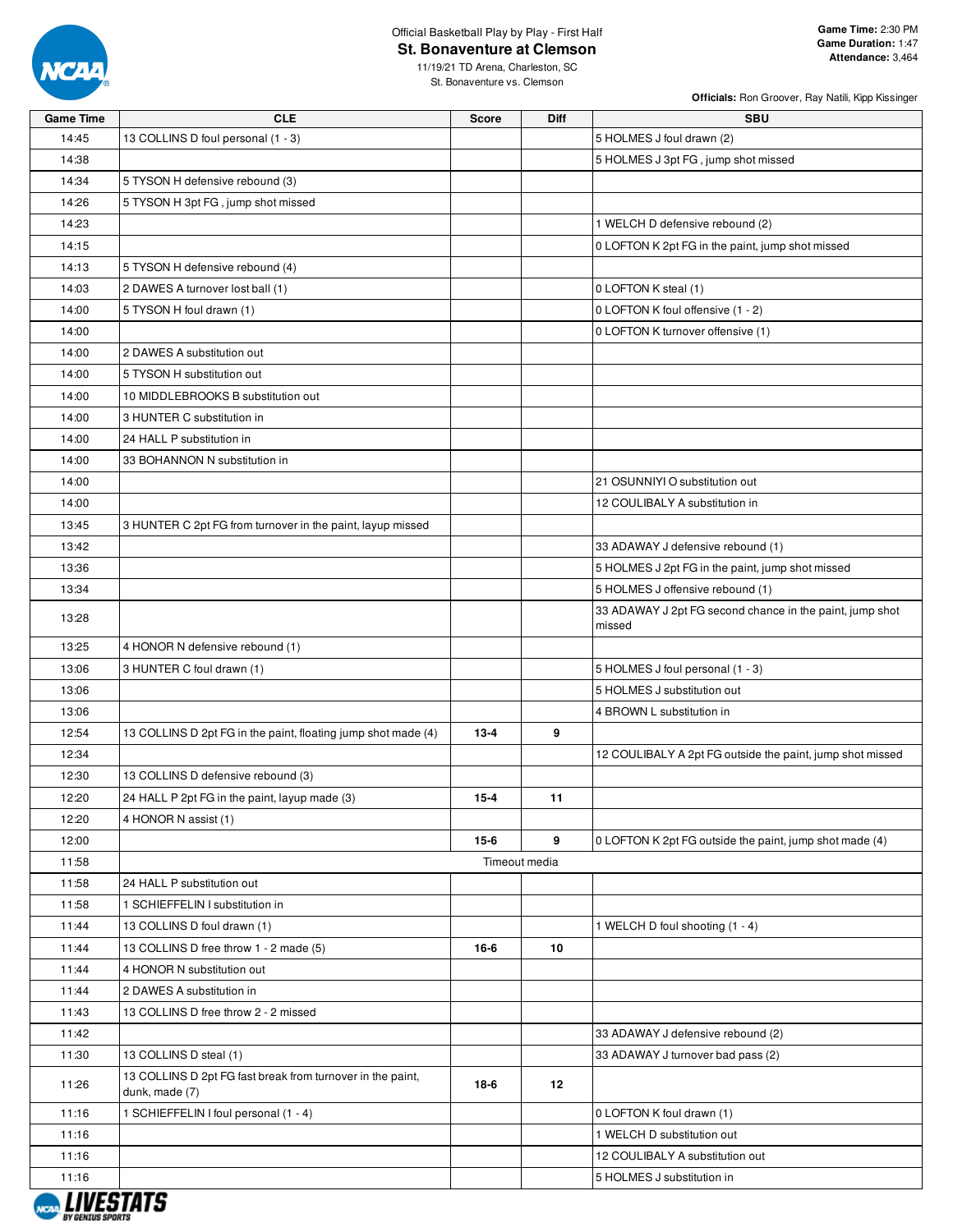Official Basketball Play by Play - First Half

# St. Bonaventure at Clemson

11/19/21 TD Arena, Charleston, SC

St. Bonaventure vs. Clemson

**Game Time:** 2:30 PM
**Game Duration:** 1:47
**Attendance:** 3,464

**Officials:** Ron Groover, Ray Natili, Kipp Kissinger

| Game Time | CLE | Score | Diff | SBU |
|---|---|---|---|---|
| 14:45 | 13 COLLINS D foul personal (1 - 3) | | | 5 HOLMES J foul drawn (2) |
| 14:38 | | | | 5 HOLMES J 3pt FG , jump shot missed |
| 14:34 | 5 TYSON H defensive rebound (3) | | | |
| 14:26 | 5 TYSON H 3pt FG , jump shot missed | | | |
| 14:23 | | | | 1 WELCH D defensive rebound (2) |
| 14:15 | | | | 0 LOFTON K 2pt FG in the paint, jump shot missed |
| 14:13 | 5 TYSON H defensive rebound (4) | | | |
| 14:03 | 2 DAWES A turnover lost ball (1) | | | 0 LOFTON K steal (1) |
| 14:00 | 5 TYSON H foul drawn (1) | | | 0 LOFTON K foul offensive (1 - 2) |
| 14:00 | | | | 0 LOFTON K turnover offensive (1) |
| 14:00 | 2 DAWES A substitution out | | | |
| 14:00 | 5 TYSON H substitution out | | | |
| 14:00 | 10 MIDDLEBROOKS B substitution out | | | |
| 14:00 | 3 HUNTER C substitution in | | | |
| 14:00 | 24 HALL P substitution in | | | |
| 14:00 | 33 BOHANNON N substitution in | | | |
| 14:00 | | | | 21 OSUNNIYI O substitution out |
| 14:00 | | | | 12 COULIBALY A substitution in |
| 13:45 | 3 HUNTER C 2pt FG from turnover in the paint, layup missed | | | |
| 13:42 | | | | 33 ADAWAY J defensive rebound (1) |
| 13:36 | | | | 5 HOLMES J 2pt FG in the paint, jump shot missed |
| 13:34 | | | | 5 HOLMES J offensive rebound (1) |
| 13:28 | | | | 33 ADAWAY J 2pt FG second chance in the paint, jump shot missed |
| 13:25 | 4 HONOR N defensive rebound (1) | | | |
| 13:06 | 3 HUNTER C foul drawn (1) | | | 5 HOLMES J foul personal (1 - 3) |
| 13:06 | | | | 5 HOLMES J substitution out |
| 13:06 | | | | 4 BROWN L substitution in |
| 12:54 | 13 COLLINS D 2pt FG in the paint, floating jump shot made (4) | 13-4 | 9 | |
| 12:34 | | | | 12 COULIBALY A 2pt FG outside the paint, jump shot missed |
| 12:30 | 13 COLLINS D defensive rebound (3) | | | |
| 12:20 | 24 HALL P 2pt FG in the paint, layup made (3) | 15-4 | 11 | |
| 12:20 | 4 HONOR N assist (1) | | | |
| 12:00 | | 15-6 | 9 | 0 LOFTON K 2pt FG outside the paint, jump shot made (4) |
| 11:58 | | Timeout media | | |
| 11:58 | 24 HALL P substitution out | | | |
| 11:58 | 1 SCHIEFFELIN I substitution in | | | |
| 11:44 | 13 COLLINS D foul drawn (1) | | | 1 WELCH D foul shooting (1 - 4) |
| 11:44 | 13 COLLINS D free throw 1 - 2 made (5) | 16-6 | 10 | |
| 11:44 | 4 HONOR N substitution out | | | |
| 11:44 | 2 DAWES A substitution in | | | |
| 11:43 | 13 COLLINS D free throw 2 - 2 missed | | | |
| 11:42 | | | | 33 ADAWAY J defensive rebound (2) |
| 11:30 | 13 COLLINS D steal (1) | | | 33 ADAWAY J turnover bad pass (2) |
| 11:26 | 13 COLLINS D 2pt FG fast break from turnover in the paint, dunk, made (7) | 18-6 | 12 | |
| 11:16 | 1 SCHIEFFELIN I foul personal (1 - 4) | | | 0 LOFTON K foul drawn (1) |
| 11:16 | | | | 1 WELCH D substitution out |
| 11:16 | | | | 12 COULIBALY A substitution out |
| 11:16 | | | | 5 HOLMES J substitution in |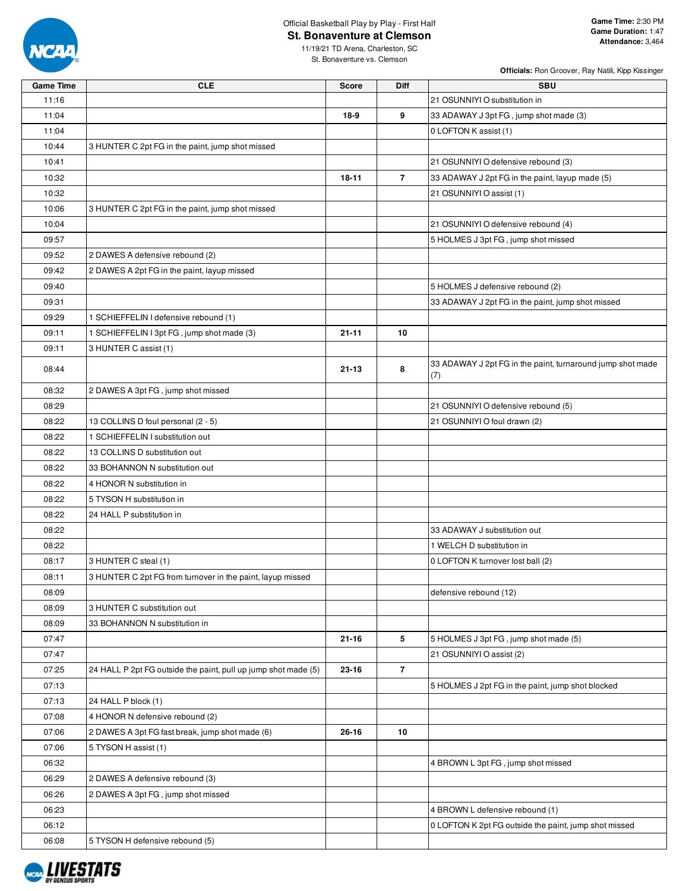Official Basketball Play by Play - First Half

# St. Bonaventure at Clemson

11/19/21 TD Arena, Charleston, SC

St. Bonaventure vs. Clemson

**Game Time:** 2:30 PM
**Game Duration:** 1:47
**Attendance:** 3,464

**Officials:** Ron Groover, Ray Natili, Kipp Kissinger

| Game Time | CLE | Score | Diff | SBU |
|---|---|---|---|---|
| 11:16 | | | | 21 OSUNNIYI O substitution in |
| 11:04 | | 18-9 | 9 | 33 ADAWAY J 3pt FG , jump shot made (3) |
| 11:04 | | | | 0 LOFTON K assist (1) |
| 10:44 | 3 HUNTER C 2pt FG in the paint, jump shot missed | | | |
| 10:41 | | | | 21 OSUNNIYI O defensive rebound (3) |
| 10:32 | | 18-11 | 7 | 33 ADAWAY J 2pt FG in the paint, layup made (5) |
| 10:32 | | | | 21 OSUNNIYI O assist (1) |
| 10:06 | 3 HUNTER C 2pt FG in the paint, jump shot missed | | | |
| 10:04 | | | | 21 OSUNNIYI O defensive rebound (4) |
| 09:57 | | | | 5 HOLMES J 3pt FG , jump shot missed |
| 09:52 | 2 DAWES A defensive rebound (2) | | | |
| 09:42 | 2 DAWES A 2pt FG in the paint, layup missed | | | |
| 09:40 | | | | 5 HOLMES J defensive rebound (2) |
| 09:31 | | | | 33 ADAWAY J 2pt FG in the paint, jump shot missed |
| 09:29 | 1 SCHIEFFELIN I defensive rebound (1) | | | |
| 09:11 | 1 SCHIEFFELIN I 3pt FG , jump shot made (3) | 21-11 | 10 | |
| 09:11 | 3 HUNTER C assist (1) | | | |
| 08:44 | | 21-13 | 8 | 33 ADAWAY J 2pt FG in the paint, turnaround jump shot made (7) |
| 08:32 | 2 DAWES A 3pt FG , jump shot missed | | | |
| 08:29 | | | | 21 OSUNNIYI O defensive rebound (5) |
| 08:22 | 13 COLLINS D foul personal (2 - 5) | | | 21 OSUNNIYI O foul drawn (2) |
| 08:22 | 1 SCHIEFFELIN I substitution out | | | |
| 08:22 | 13 COLLINS D substitution out | | | |
| 08:22 | 33 BOHANNON N substitution out | | | |
| 08:22 | 4 HONOR N substitution in | | | |
| 08:22 | 5 TYSON H substitution in | | | |
| 08:22 | 24 HALL P substitution in | | | |
| 08:22 | | | | 33 ADAWAY J substitution out |
| 08:22 | | | | 1 WELCH D substitution in |
| 08:17 | 3 HUNTER C steal (1) | | | 0 LOFTON K turnover lost ball (2) |
| 08:11 | 3 HUNTER C 2pt FG from turnover in the paint, layup missed | | | |
| 08:09 | | | | defensive rebound (12) |
| 08:09 | 3 HUNTER C substitution out | | | |
| 08:09 | 33 BOHANNON N substitution in | | | |
| 07:47 | | 21-16 | 5 | 5 HOLMES J 3pt FG , jump shot made (5) |
| 07:47 | | | | 21 OSUNNIYI O assist (2) |
| 07:25 | 24 HALL P 2pt FG outside the paint, pull up jump shot made (5) | 23-16 | 7 | |
| 07:13 | | | | 5 HOLMES J 2pt FG in the paint, jump shot blocked |
| 07:13 | 24 HALL P block (1) | | | |
| 07:08 | 4 HONOR N defensive rebound (2) | | | |
| 07:06 | 2 DAWES A 3pt FG fast break, jump shot made (6) | 26-16 | 10 | |
| 07:06 | 5 TYSON H assist (1) | | | |
| 06:32 | | | | 4 BROWN L 3pt FG , jump shot missed |
| 06:29 | 2 DAWES A defensive rebound (3) | | | |
| 06:26 | 2 DAWES A 3pt FG , jump shot missed | | | |
| 06:23 | | | | 4 BROWN L defensive rebound (1) |
| 06:12 | | | | 0 LOFTON K 2pt FG outside the paint, jump shot missed |
| 06:08 | 5 TYSON H defensive rebound (5) | | | |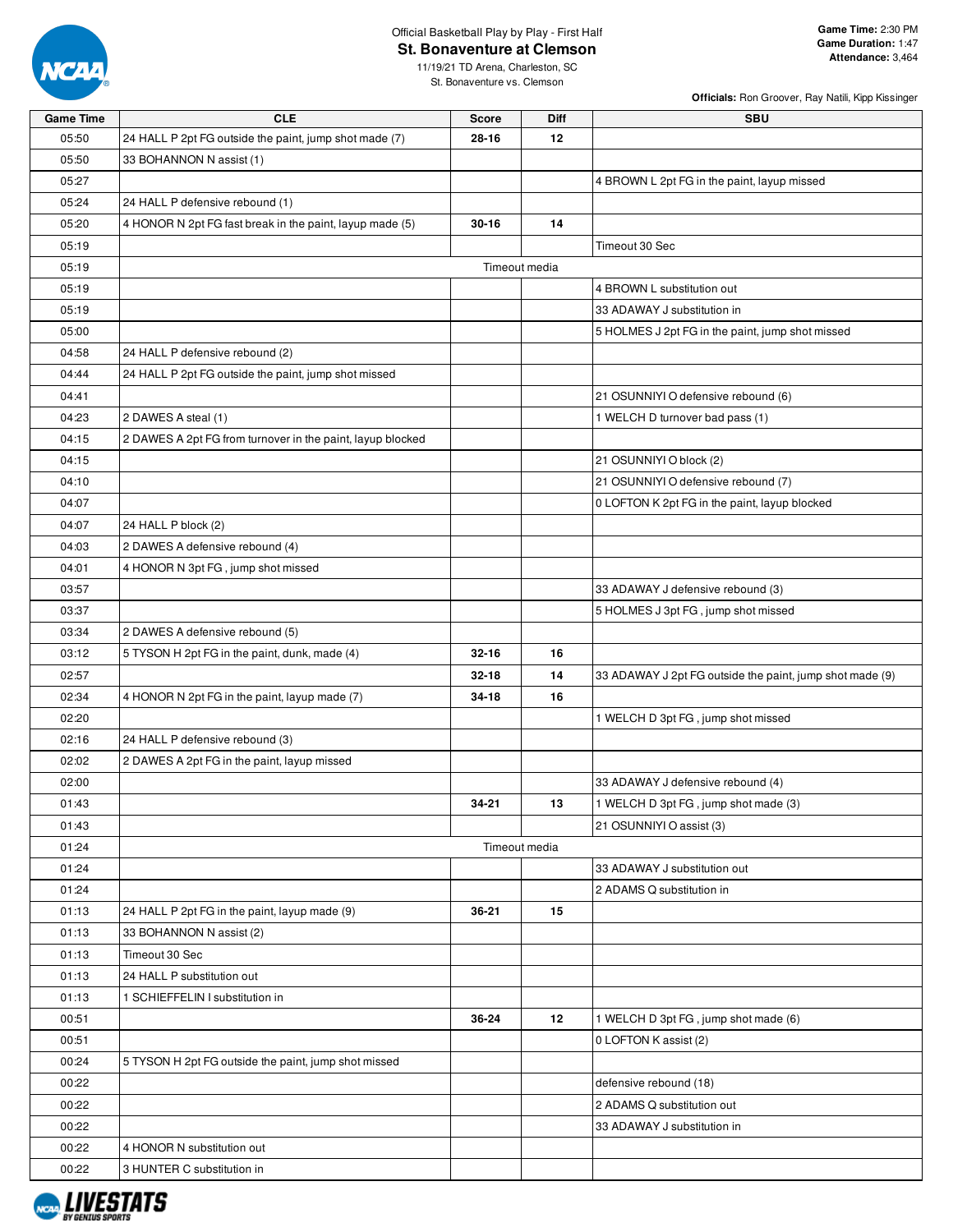Official Basketball Play by Play - First Half

## St. Bonaventure at Clemson

11/19/21 TD Arena, Charleston, SC
St. Bonaventure vs. Clemson

**Game Time:** 2:30 PM
**Game Duration:** 1:47
**Attendance:** 3,464

**Officials:** Ron Groover, Ray Natili, Kipp Kissinger

| Game Time | CLE | Score | Diff | SBU |
|---|---|---|---|---|
| 05:50 | 24 HALL P 2pt FG outside the paint, jump shot made (7) | 28-16 | 12 | |
| 05:50 | 33 BOHANNON N assist (1) | | | |
| 05:27 | | | | 4 BROWN L 2pt FG in the paint, layup missed |
| 05:24 | 24 HALL P defensive rebound (1) | | | |
| 05:20 | 4 HONOR N 2pt FG fast break in the paint, layup made (5) | 30-16 | 14 | |
| 05:19 | | | | Timeout 30 Sec |
| 05:19 | | Timeout media | | |
| 05:19 | | | | 4 BROWN L substitution out |
| 05:19 | | | | 33 ADAWAY J substitution in |
| 05:00 | | | | 5 HOLMES J 2pt FG in the paint, jump shot missed |
| 04:58 | 24 HALL P defensive rebound (2) | | | |
| 04:44 | 24 HALL P 2pt FG outside the paint, jump shot missed | | | |
| 04:41 | | | | 21 OSUNNIYI O defensive rebound (6) |
| 04:23 | 2 DAWES A steal (1) | | | 1 WELCH D turnover bad pass (1) |
| 04:15 | 2 DAWES A 2pt FG from turnover in the paint, layup blocked | | | |
| 04:15 | | | | 21 OSUNNIYI O block (2) |
| 04:10 | | | | 21 OSUNNIYI O defensive rebound (7) |
| 04:07 | | | | 0 LOFTON K 2pt FG in the paint, layup blocked |
| 04:07 | 24 HALL P block (2) | | | |
| 04:03 | 2 DAWES A defensive rebound (4) | | | |
| 04:01 | 4 HONOR N 3pt FG , jump shot missed | | | |
| 03:57 | | | | 33 ADAWAY J defensive rebound (3) |
| 03:37 | | | | 5 HOLMES J 3pt FG , jump shot missed |
| 03:34 | 2 DAWES A defensive rebound (5) | | | |
| 03:12 | 5 TYSON H 2pt FG in the paint, dunk, made (4) | 32-16 | 16 | |
| 02:57 | | 32-18 | 14 | 33 ADAWAY J 2pt FG outside the paint, jump shot made (9) |
| 02:34 | 4 HONOR N 2pt FG in the paint, layup made (7) | 34-18 | 16 | |
| 02:20 | | | | 1 WELCH D 3pt FG , jump shot missed |
| 02:16 | 24 HALL P defensive rebound (3) | | | |
| 02:02 | 2 DAWES A 2pt FG in the paint, layup missed | | | |
| 02:00 | | | | 33 ADAWAY J defensive rebound (4) |
| 01:43 | | 34-21 | 13 | 1 WELCH D 3pt FG , jump shot made (3) |
| 01:43 | | | | 21 OSUNNIYI O assist (3) |
| 01:24 | | Timeout media | | |
| 01:24 | | | | 33 ADAWAY J substitution out |
| 01:24 | | | | 2 ADAMS Q substitution in |
| 01:13 | 24 HALL P 2pt FG in the paint, layup made (9) | 36-21 | 15 | |
| 01:13 | 33 BOHANNON N assist (2) | | | |
| 01:13 | Timeout 30 Sec | | | |
| 01:13 | 24 HALL P substitution out | | | |
| 01:13 | 1 SCHIEFFELIN I substitution in | | | |
| 00:51 | | 36-24 | 12 | 1 WELCH D 3pt FG , jump shot made (6) |
| 00:51 | | | | 0 LOFTON K assist (2) |
| 00:24 | 5 TYSON H 2pt FG outside the paint, jump shot missed | | | |
| 00:22 | | | | defensive rebound (18) |
| 00:22 | | | | 2 ADAMS Q substitution out |
| 00:22 | | | | 33 ADAWAY J substitution in |
| 00:22 | 4 HONOR N substitution out | | | |
| 00:22 | 3 HUNTER C substitution in | | | |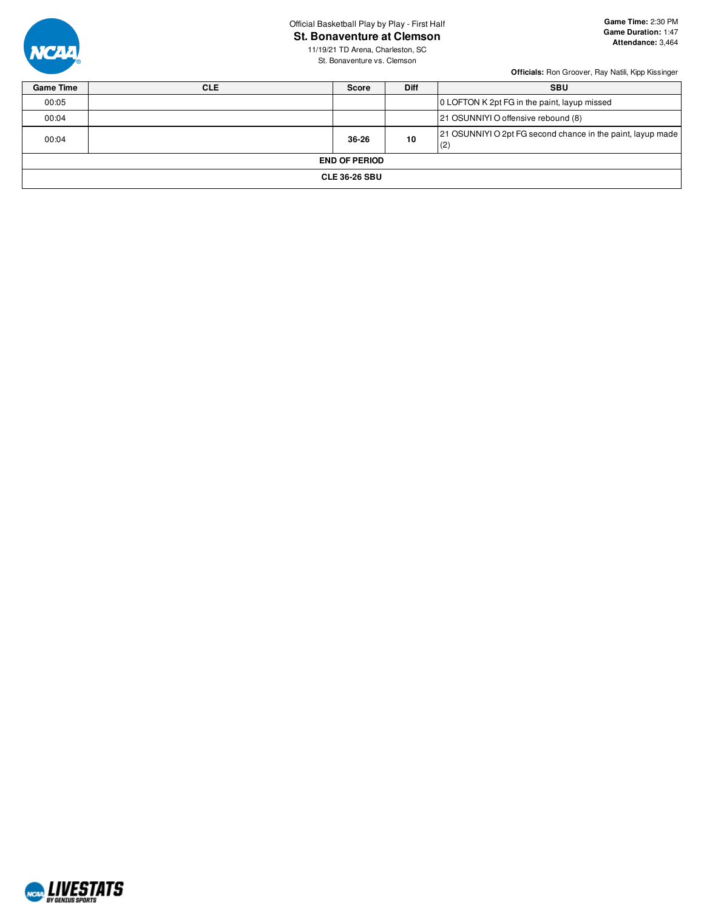Official Basketball Play by Play - First Half

# St. Bonaventure at Clemson

11/19/21 TD Arena, Charleston, SC

St. Bonaventure vs. Clemson

**Game Time:** 2:30 PM
**Game Duration:** 1:47
**Attendance:** 3,464

**Officials:** Ron Groover, Ray Natili, Kipp Kissinger

| Game Time | CLE | Score | Diff | SBU |
|---|---|---|---|---|
| 00:05 | | | | 0 LOFTON K 2pt FG in the paint, layup missed |
| 00:04 | | | | 21 OSUNNIYI O offensive rebound (8) |
| 00:04 | | **36-26** | **10** | 21 OSUNNIYI O 2pt FG second chance in the paint, layup made (2) |
| **END OF PERIOD** | | | | |
| **CLE 36-26 SBU** | | | | |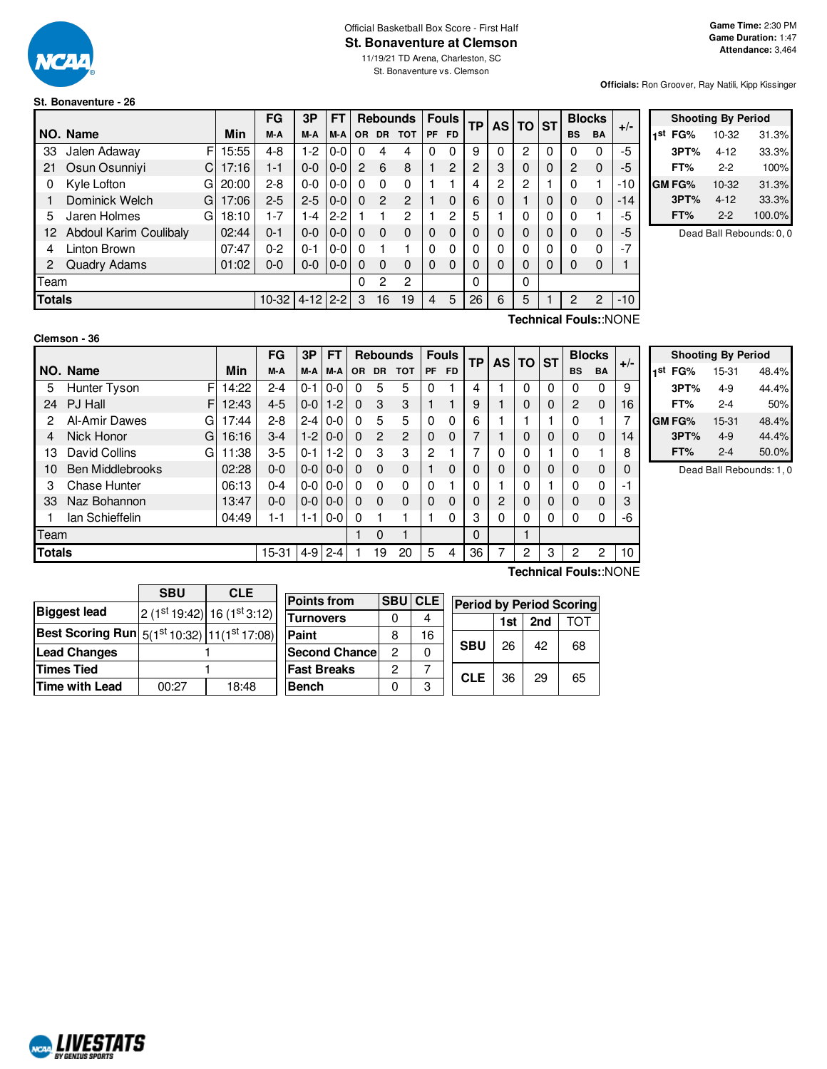Official Basketball Box Score - First Half

# St. Bonaventure at Clemson

11/19/21 TD Arena, Charleston, SC

St. Bonaventure vs. Clemson

**Game Time:** 2:30 PM
**Game Duration:** 1:47
**Attendance:** 3,464

**Officials:** Ron Groover, Ray Natili, Kipp Kissinger

## St. Bonaventure - 26

| NO. | Name | | Min | FG M-A | 3P M-A | FT M-A | OR | DR | TOT | PF | FD | TP | AS | TO | ST | BS | BA | +/- |
|---|---|---|---|---|---|---|---|---|---|---|---|---|---|---|---|---|---|---|
| 33 | Jalen Adaway | F | 15:55 | 4-8 | 1-2 | 0-0 | 0 | 4 | 4 | 0 | 0 | 9 | 0 | 2 | 0 | 0 | 0 | -5 |
| 21 | Osun Osunniyi | C | 17:16 | 1-1 | 0-0 | 0-0 | 2 | 6 | 8 | 1 | 2 | 2 | 3 | 0 | 0 | 2 | 0 | -5 |
| 0 | Kyle Lofton | G | 20:00 | 2-8 | 0-0 | 0-0 | 0 | 0 | 0 | 1 | 1 | 4 | 2 | 2 | 1 | 0 | 1 | -10 |
| 1 | Dominick Welch | G | 17:06 | 2-5 | 2-5 | 0-0 | 0 | 2 | 2 | 1 | 0 | 6 | 0 | 1 | 0 | 0 | 0 | -14 |
| 5 | Jaren Holmes | G | 18:10 | 1-7 | 1-4 | 2-2 | 1 | 1 | 2 | 1 | 2 | 5 | 1 | 0 | 0 | 0 | 1 | -5 |
| 12 | Abdoul Karim Coulibaly | | 02:44 | 0-1 | 0-0 | 0-0 | 0 | 0 | 0 | 0 | 0 | 0 | 0 | 0 | 0 | 0 | 0 | -5 |
| 4 | Linton Brown | | 07:47 | 0-2 | 0-1 | 0-0 | 0 | 1 | 1 | 0 | 0 | 0 | 0 | 0 | 0 | 0 | 0 | -7 |
| 2 | Quadry Adams | | 01:02 | 0-0 | 0-0 | 0-0 | 0 | 0 | 0 | 0 | 0 | 0 | 0 | 0 | 0 | 0 | 0 | 1 |
| | Team | | | | | | 0 | 2 | 2 | | | 0 | | 0 | | | | |
| | **Totals** | | | 10-32 | 4-12 | 2-2 | 3 | 16 | 19 | 4 | 5 | 26 | 6 | 5 | 1 | 2 | 2 | -10 |

**Technical Fouls::**NONE

| Shooting By Period | | |
|---|---|---|
| 1st FG% | 10-32 | 31.3% |
| 3PT% | 4-12 | 33.3% |
| FT% | 2-2 | 100% |
| GM FG% | 10-32 | 31.3% |
| 3PT% | 4-12 | 33.3% |
| FT% | 2-2 | 100.0% |

Dead Ball Rebounds: 0, 0

## Clemson - 36

| NO. | Name | | Min | FG M-A | 3P M-A | FT M-A | OR | DR | TOT | PF | FD | TP | AS | TO | ST | BS | BA | +/- |
|---|---|---|---|---|---|---|---|---|---|---|---|---|---|---|---|---|---|---|
| 5 | Hunter Tyson | F | 14:22 | 2-4 | 0-1 | 0-0 | 0 | 5 | 5 | 0 | 1 | 4 | 1 | 0 | 0 | 0 | 0 | 9 |
| 24 | PJ Hall | F | 12:43 | 4-5 | 0-0 | 1-2 | 0 | 3 | 3 | 1 | 1 | 9 | 1 | 0 | 0 | 2 | 0 | 16 |
| 2 | Al-Amir Dawes | G | 17:44 | 2-8 | 2-4 | 0-0 | 0 | 5 | 5 | 0 | 0 | 6 | 1 | 1 | 1 | 0 | 1 | 7 |
| 4 | Nick Honor | G | 16:16 | 3-4 | 1-2 | 0-0 | 0 | 2 | 2 | 0 | 0 | 7 | 1 | 0 | 0 | 0 | 0 | 14 |
| 13 | David Collins | G | 11:38 | 3-5 | 0-1 | 1-2 | 0 | 3 | 3 | 2 | 1 | 7 | 0 | 0 | 1 | 0 | 1 | 8 |
| 10 | Ben Middlebrooks | | 02:28 | 0-0 | 0-0 | 0-0 | 0 | 0 | 0 | 1 | 0 | 0 | 0 | 0 | 0 | 0 | 0 | 0 |
| 3 | Chase Hunter | | 06:13 | 0-4 | 0-0 | 0-0 | 0 | 0 | 0 | 0 | 1 | 0 | 1 | 0 | 1 | 0 | 0 | -1 |
| 33 | Naz Bohannon | | 13:47 | 0-0 | 0-0 | 0-0 | 0 | 0 | 0 | 0 | 0 | 0 | 2 | 0 | 0 | 0 | 0 | 3 |
| 1 | Ian Schieffelin | | 04:49 | 1-1 | 1-1 | 0-0 | 0 | 1 | 1 | 1 | 0 | 3 | 0 | 0 | 0 | 0 | 0 | -6 |
| | Team | | | | | | 1 | 0 | 1 | | | 0 | | 1 | | | | |
| | **Totals** | | | 15-31 | 4-9 | 2-4 | 1 | 19 | 20 | 5 | 4 | 36 | 7 | 2 | 3 | 2 | 2 | 10 |

**Technical Fouls::**NONE

| Shooting By Period | | |
|---|---|---|
| 1st FG% | 15-31 | 48.4% |
| 3PT% | 4-9 | 44.4% |
| FT% | 2-4 | 50% |
| GM FG% | 15-31 | 48.4% |
| 3PT% | 4-9 | 44.4% |
| FT% | 2-4 | 50.0% |

Dead Ball Rebounds: 1, 0

| | SBU | CLE |
|---|---|---|
| Biggest lead | 2 (1st 19:42) | 16 (1st 3:12) |
| Best Scoring Run | 5(1st 10:32) | 11(1st 17:08) |
| Lead Changes | 1 | |
| Times Tied | 1 | |
| Time with Lead | 00:27 | 18:48 |

| Points from | SBU | CLE |
|---|---|---|
| Turnovers | 0 | 4 |
| Paint | 8 | 16 |
| Second Chance | 2 | 0 |
| Fast Breaks | 2 | 7 |
| Bench | 0 | 3 |

| Period by Period Scoring | 1st | 2nd | TOT |
|---|---|---|---|
| SBU | 26 | 42 | 68 |
| CLE | 36 | 29 | 65 |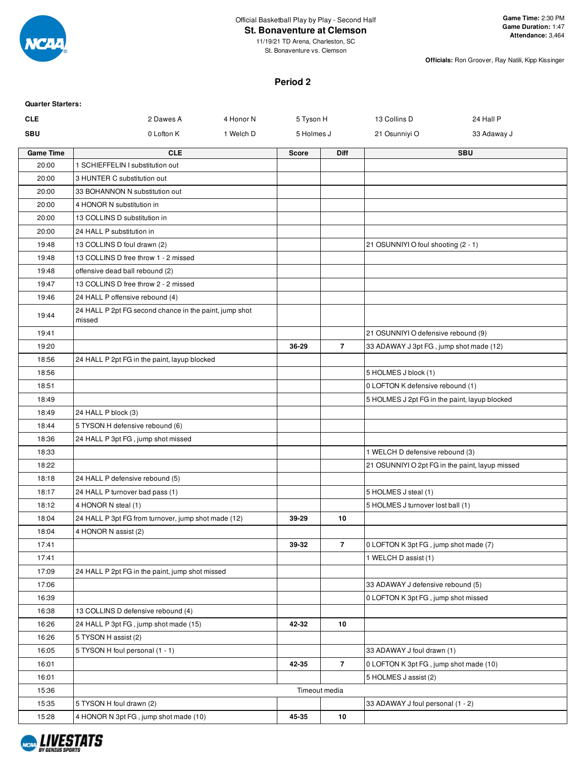Official Basketball Play by Play - Second Half

# St. Bonaventure at Clemson

11/19/21 TD Arena, Charleston, SC
St. Bonaventure vs. Clemson

**Game Time:** 2:30 PM
**Game Duration:** 1:47
**Attendance:** 3,464

**Officials:** Ron Groover, Ray Natili, Kipp Kissinger

## Period 2

**Quarter Starters:**

| | | | | | |
|---|---|---|---|---|---|
| **CLE** | 2 Dawes A | 4 Honor N | 5 Tyson H | 13 Collins D | 24 Hall P |
| **SBU** | 0 Lofton K | 1 Welch D | 5 Holmes J | 21 Osunniyi O | 33 Adaway J |

| Game Time | CLE | Score | Diff | SBU |
|---|---|---|---|---|
| 20:00 | 1 SCHIEFFELIN I substitution out | | | |
| 20:00 | 3 HUNTER C substitution out | | | |
| 20:00 | 33 BOHANNON N substitution out | | | |
| 20:00 | 4 HONOR N substitution in | | | |
| 20:00 | 13 COLLINS D substitution in | | | |
| 20:00 | 24 HALL P substitution in | | | |
| 19:48 | 13 COLLINS D foul drawn (2) | | | 21 OSUNNIYI O foul shooting (2 - 1) |
| 19:48 | 13 COLLINS D free throw 1 - 2 missed | | | |
| 19:48 | offensive dead ball rebound (2) | | | |
| 19:47 | 13 COLLINS D free throw 2 - 2 missed | | | |
| 19:46 | 24 HALL P offensive rebound (4) | | | |
| 19:44 | 24 HALL P 2pt FG second chance in the paint, jump shot missed | | | |
| 19:41 | | | | 21 OSUNNIYI O defensive rebound (9) |
| 19:20 | | 36-29 | 7 | 33 ADAWAY J 3pt FG , jump shot made (12) |
| 18:56 | 24 HALL P 2pt FG in the paint, layup blocked | | | |
| 18:56 | | | | 5 HOLMES J block (1) |
| 18:51 | | | | 0 LOFTON K defensive rebound (1) |
| 18:49 | | | | 5 HOLMES J 2pt FG in the paint, layup blocked |
| 18:49 | 24 HALL P block (3) | | | |
| 18:44 | 5 TYSON H defensive rebound (6) | | | |
| 18:36 | 24 HALL P 3pt FG , jump shot missed | | | |
| 18:33 | | | | 1 WELCH D defensive rebound (3) |
| 18:22 | | | | 21 OSUNNIYI O 2pt FG in the paint, layup missed |
| 18:18 | 24 HALL P defensive rebound (5) | | | |
| 18:17 | 24 HALL P turnover bad pass (1) | | | 5 HOLMES J steal (1) |
| 18:12 | 4 HONOR N steal (1) | | | 5 HOLMES J turnover lost ball (1) |
| 18:04 | 24 HALL P 3pt FG from turnover, jump shot made (12) | 39-29 | 10 | |
| 18:04 | 4 HONOR N assist (2) | | | |
| 17:41 | | 39-32 | 7 | 0 LOFTON K 3pt FG , jump shot made (7) |
| 17:41 | | | | 1 WELCH D assist (1) |
| 17:09 | 24 HALL P 2pt FG in the paint, jump shot missed | | | |
| 17:06 | | | | 33 ADAWAY J defensive rebound (5) |
| 16:39 | | | | 0 LOFTON K 3pt FG , jump shot missed |
| 16:38 | 13 COLLINS D defensive rebound (4) | | | |
| 16:26 | 24 HALL P 3pt FG , jump shot made (15) | 42-32 | 10 | |
| 16:26 | 5 TYSON H assist (2) | | | |
| 16:05 | 5 TYSON H foul personal (1 - 1) | | | 33 ADAWAY J foul drawn (1) |
| 16:01 | | 42-35 | 7 | 0 LOFTON K 3pt FG , jump shot made (10) |
| 16:01 | | | | 5 HOLMES J assist (2) |
| 15:36 | Timeout media | | | |
| 15:35 | 5 TYSON H foul drawn (2) | | | 33 ADAWAY J foul personal (1 - 2) |
| 15:28 | 4 HONOR N 3pt FG , jump shot made (10) | 45-35 | 10 | |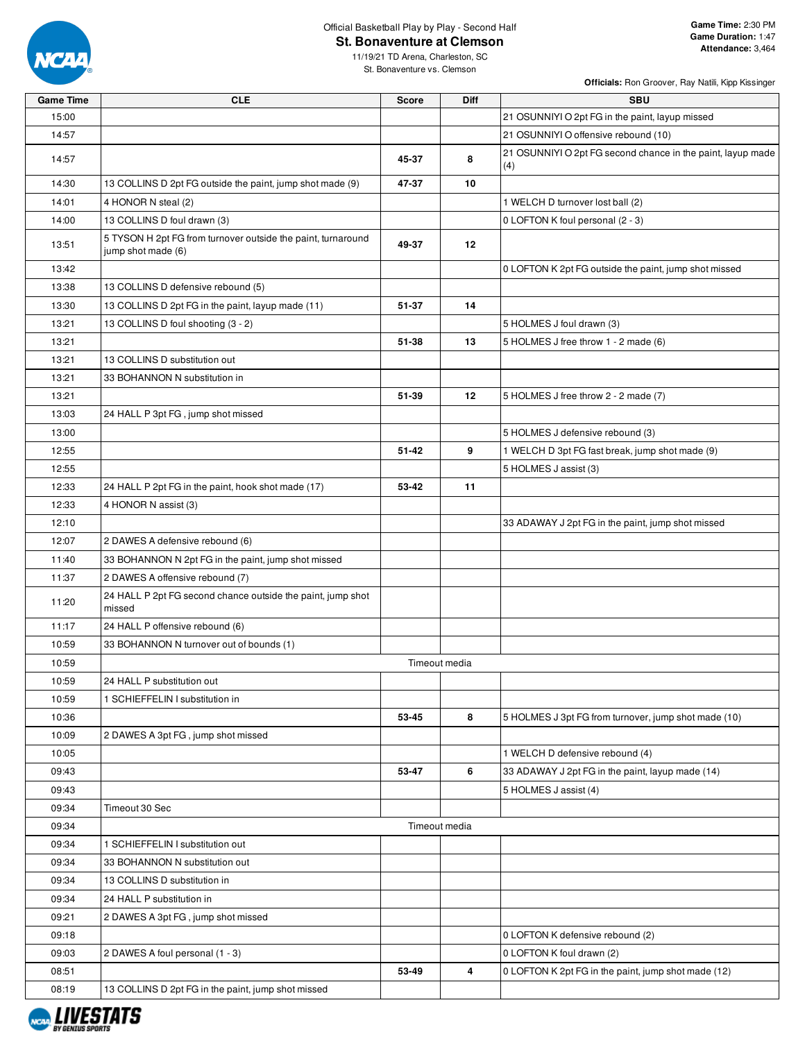Official Basketball Play by Play - Second Half

# St. Bonaventure at Clemson

11/19/21 TD Arena, Charleston, SC

St. Bonaventure vs. Clemson

**Game Time:** 2:30 PM
**Game Duration:** 1:47
**Attendance:** 3,464

**Officials:** Ron Groover, Ray Natili, Kipp Kissinger

| Game Time | CLE | Score | Diff | SBU |
|---|---|---|---|---|
| 15:00 | | | | 21 OSUNNIYI O 2pt FG in the paint, layup missed |
| 14:57 | | | | 21 OSUNNIYI O offensive rebound (10) |
| 14:57 | | 45-37 | 8 | 21 OSUNNIYI O 2pt FG second chance in the paint, layup made (4) |
| 14:30 | 13 COLLINS D 2pt FG outside the paint, jump shot made (9) | 47-37 | 10 | |
| 14:01 | 4 HONOR N steal (2) | | | 1 WELCH D turnover lost ball (2) |
| 14:00 | 13 COLLINS D foul drawn (3) | | | 0 LOFTON K foul personal (2 - 3) |
| 13:51 | 5 TYSON H 2pt FG from turnover outside the paint, turnaround jump shot made (6) | 49-37 | 12 | |
| 13:42 | | | | 0 LOFTON K 2pt FG outside the paint, jump shot missed |
| 13:38 | 13 COLLINS D defensive rebound (5) | | | |
| 13:30 | 13 COLLINS D 2pt FG in the paint, layup made (11) | 51-37 | 14 | |
| 13:21 | 13 COLLINS D foul shooting (3 - 2) | | | 5 HOLMES J foul drawn (3) |
| 13:21 | | 51-38 | 13 | 5 HOLMES J free throw 1 - 2 made (6) |
| 13:21 | 13 COLLINS D substitution out | | | |
| 13:21 | 33 BOHANNON N substitution in | | | |
| 13:21 | | 51-39 | 12 | 5 HOLMES J free throw 2 - 2 made (7) |
| 13:03 | 24 HALL P 3pt FG , jump shot missed | | | |
| 13:00 | | | | 5 HOLMES J defensive rebound (3) |
| 12:55 | | 51-42 | 9 | 1 WELCH D 3pt FG fast break, jump shot made (9) |
| 12:55 | | | | 5 HOLMES J assist (3) |
| 12:33 | 24 HALL P 2pt FG in the paint, hook shot made (17) | 53-42 | 11 | |
| 12:33 | 4 HONOR N assist (3) | | | |
| 12:10 | | | | 33 ADAWAY J 2pt FG in the paint, jump shot missed |
| 12:07 | 2 DAWES A defensive rebound (6) | | | |
| 11:40 | 33 BOHANNON N 2pt FG in the paint, jump shot missed | | | |
| 11:37 | 2 DAWES A offensive rebound (7) | | | |
| 11:20 | 24 HALL P 2pt FG second chance outside the paint, jump shot missed | | | |
| 11:17 | 24 HALL P offensive rebound (6) | | | |
| 10:59 | 33 BOHANNON N turnover out of bounds (1) | | | |
| 10:59 | Timeout media | | | |
| 10:59 | 24 HALL P substitution out | | | |
| 10:59 | 1 SCHIEFFELIN I substitution in | | | |
| 10:36 | | 53-45 | 8 | 5 HOLMES J 3pt FG from turnover, jump shot made (10) |
| 10:09 | 2 DAWES A 3pt FG , jump shot missed | | | |
| 10:05 | | | | 1 WELCH D defensive rebound (4) |
| 09:43 | | 53-47 | 6 | 33 ADAWAY J 2pt FG in the paint, layup made (14) |
| 09:43 | | | | 5 HOLMES J assist (4) |
| 09:34 | Timeout 30 Sec | | | |
| 09:34 | Timeout media | | | |
| 09:34 | 1 SCHIEFFELIN I substitution out | | | |
| 09:34 | 33 BOHANNON N substitution out | | | |
| 09:34 | 13 COLLINS D substitution in | | | |
| 09:34 | 24 HALL P substitution in | | | |
| 09:21 | 2 DAWES A 3pt FG , jump shot missed | | | |
| 09:18 | | | | 0 LOFTON K defensive rebound (2) |
| 09:03 | 2 DAWES A foul personal (1 - 3) | | | 0 LOFTON K foul drawn (2) |
| 08:51 | | 53-49 | 4 | 0 LOFTON K 2pt FG in the paint, jump shot made (12) |
| 08:19 | 13 COLLINS D 2pt FG in the paint, jump shot missed | | | |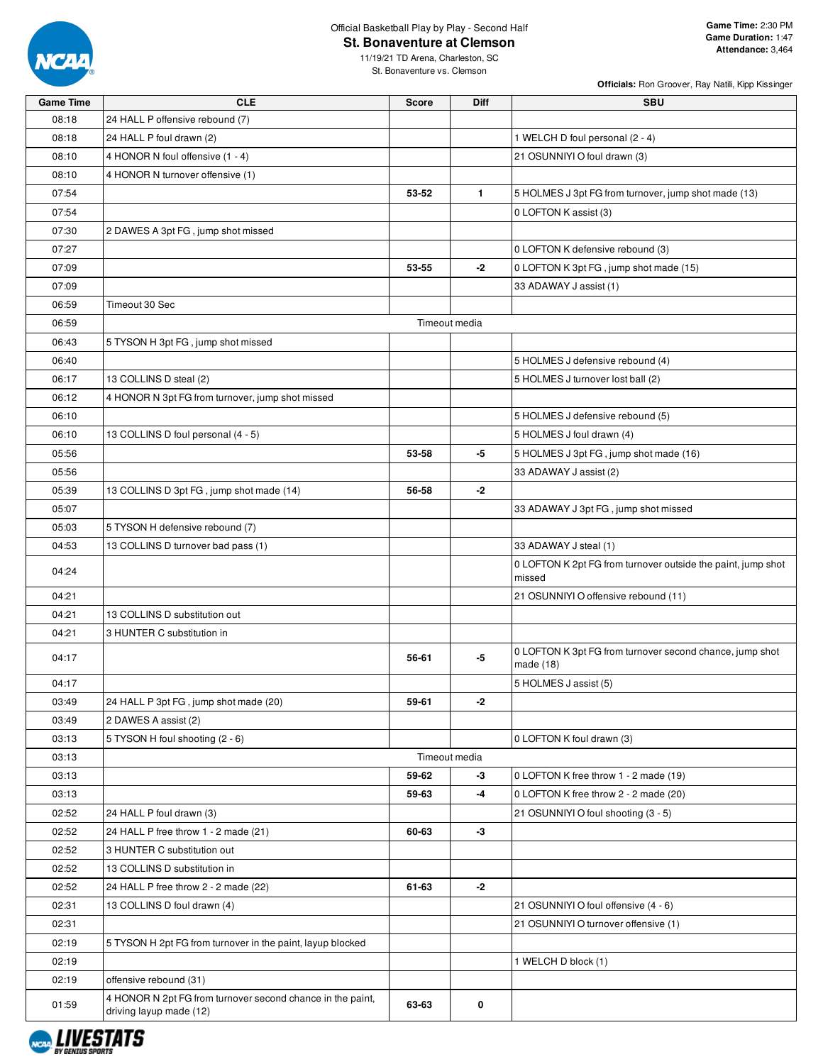Official Basketball Play by Play - Second Half

## St. Bonaventure at Clemson

11/19/21 TD Arena, Charleston, SC
St. Bonaventure vs. Clemson

**Game Time:** 2:30 PM
**Game Duration:** 1:47
**Attendance:** 3,464

**Officials:** Ron Groover, Ray Natili, Kipp Kissinger

| Game Time | CLE | Score | Diff | SBU |
|---|---|---|---|---|
| 08:18 | 24 HALL P offensive rebound (7) | | | |
| 08:18 | 24 HALL P foul drawn (2) | | | 1 WELCH D foul personal (2 - 4) |
| 08:10 | 4 HONOR N foul offensive (1 - 4) | | | 21 OSUNNIYI O foul drawn (3) |
| 08:10 | 4 HONOR N turnover offensive (1) | | | |
| 07:54 | | 53-52 | 1 | 5 HOLMES J 3pt FG from turnover, jump shot made (13) |
| 07:54 | | | | 0 LOFTON K assist (3) |
| 07:30 | 2 DAWES A 3pt FG , jump shot missed | | | |
| 07:27 | | | | 0 LOFTON K defensive rebound (3) |
| 07:09 | | 53-55 | -2 | 0 LOFTON K 3pt FG , jump shot made (15) |
| 07:09 | | | | 33 ADAWAY J assist (1) |
| 06:59 | Timeout 30 Sec | | | |
| 06:59 | | Timeout media | | |
| 06:43 | 5 TYSON H 3pt FG , jump shot missed | | | |
| 06:40 | | | | 5 HOLMES J defensive rebound (4) |
| 06:17 | 13 COLLINS D steal (2) | | | 5 HOLMES J turnover lost ball (2) |
| 06:12 | 4 HONOR N 3pt FG from turnover, jump shot missed | | | |
| 06:10 | | | | 5 HOLMES J defensive rebound (5) |
| 06:10 | 13 COLLINS D foul personal (4 - 5) | | | 5 HOLMES J foul drawn (4) |
| 05:56 | | 53-58 | -5 | 5 HOLMES J 3pt FG , jump shot made (16) |
| 05:56 | | | | 33 ADAWAY J assist (2) |
| 05:39 | 13 COLLINS D 3pt FG , jump shot made (14) | 56-58 | -2 | |
| 05:07 | | | | 33 ADAWAY J 3pt FG , jump shot missed |
| 05:03 | 5 TYSON H defensive rebound (7) | | | |
| 04:53 | 13 COLLINS D turnover bad pass (1) | | | 33 ADAWAY J steal (1) |
| 04:24 | | | | 0 LOFTON K 2pt FG from turnover outside the paint, jump shot missed |
| 04:21 | | | | 21 OSUNNIYI O offensive rebound (11) |
| 04:21 | 13 COLLINS D substitution out | | | |
| 04:21 | 3 HUNTER C substitution in | | | |
| 04:17 | | 56-61 | -5 | 0 LOFTON K 3pt FG from turnover second chance, jump shot made (18) |
| 04:17 | | | | 5 HOLMES J assist (5) |
| 03:49 | 24 HALL P 3pt FG , jump shot made (20) | 59-61 | -2 | |
| 03:49 | 2 DAWES A assist (2) | | | |
| 03:13 | 5 TYSON H foul shooting (2 - 6) | | | 0 LOFTON K foul drawn (3) |
| 03:13 | | Timeout media | | |
| 03:13 | | 59-62 | -3 | 0 LOFTON K free throw 1 - 2 made (19) |
| 03:13 | | 59-63 | -4 | 0 LOFTON K free throw 2 - 2 made (20) |
| 02:52 | 24 HALL P foul drawn (3) | | | 21 OSUNNIYI O foul shooting (3 - 5) |
| 02:52 | 24 HALL P free throw 1 - 2 made (21) | 60-63 | -3 | |
| 02:52 | 3 HUNTER C substitution out | | | |
| 02:52 | 13 COLLINS D substitution in | | | |
| 02:52 | 24 HALL P free throw 2 - 2 made (22) | 61-63 | -2 | |
| 02:31 | 13 COLLINS D foul drawn (4) | | | 21 OSUNNIYI O foul offensive (4 - 6) |
| 02:31 | | | | 21 OSUNNIYI O turnover offensive (1) |
| 02:19 | 5 TYSON H 2pt FG from turnover in the paint, layup blocked | | | |
| 02:19 | | | | 1 WELCH D block (1) |
| 02:19 | offensive rebound (31) | | | |
| 01:59 | 4 HONOR N 2pt FG from turnover second chance in the paint, driving layup made (12) | 63-63 | 0 | |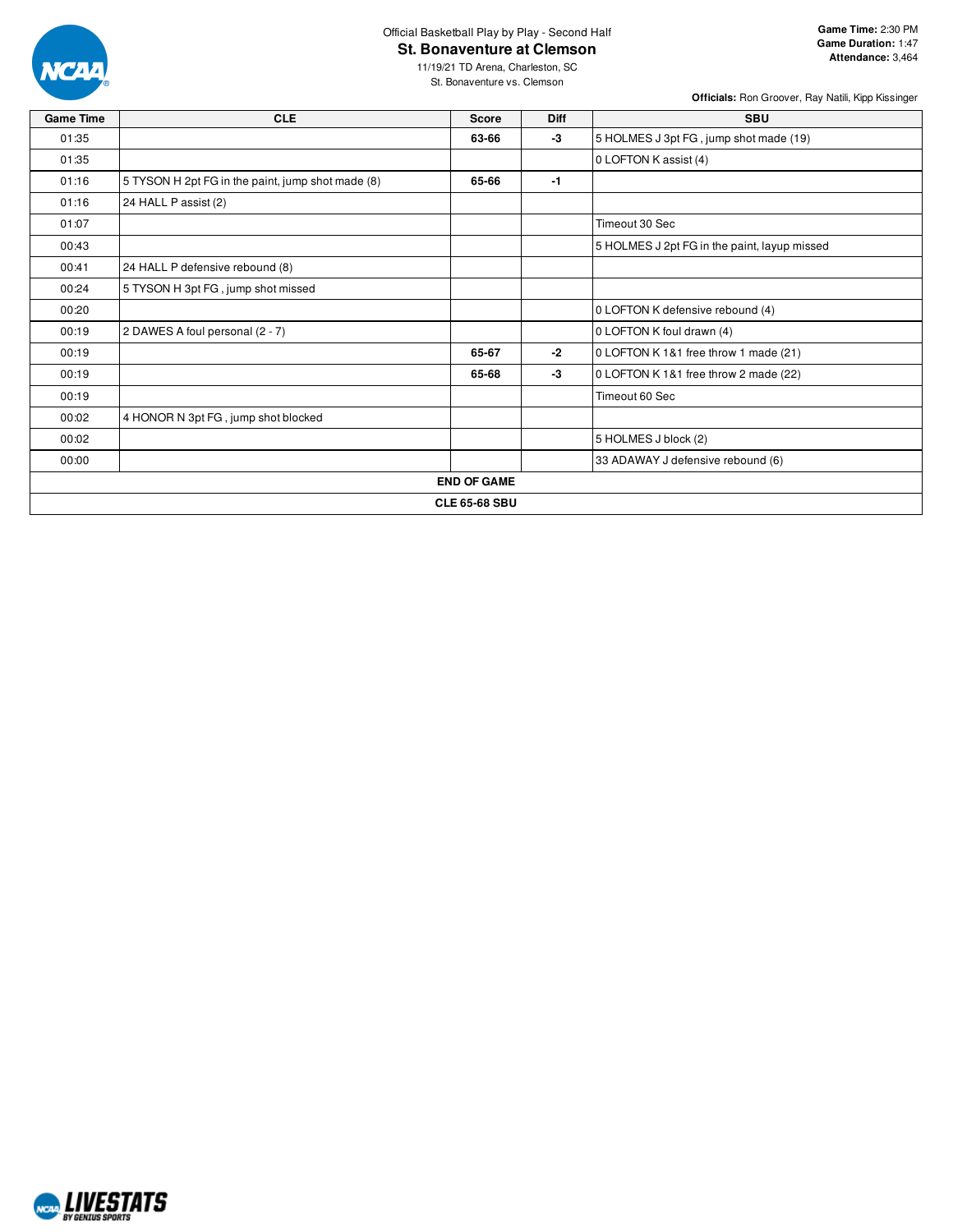Official Basketball Play by Play - Second Half

# St. Bonaventure at Clemson

11/19/21 TD Arena, Charleston, SC

St. Bonaventure vs. Clemson

**Game Time:** 2:30 PM
**Game Duration:** 1:47
**Attendance:** 3,464

**Officials:** Ron Groover, Ray Natili, Kipp Kissinger

| Game Time | CLE | Score | Diff | SBU |
|---|---|---|---|---|
| 01:35 | | 63-66 | -3 | 5 HOLMES J 3pt FG , jump shot made (19) |
| 01:35 | | | | 0 LOFTON K assist (4) |
| 01:16 | 5 TYSON H 2pt FG in the paint, jump shot made (8) | 65-66 | -1 | |
| 01:16 | 24 HALL P assist (2) | | | |
| 01:07 | | | | Timeout 30 Sec |
| 00:43 | | | | 5 HOLMES J 2pt FG in the paint, layup missed |
| 00:41 | 24 HALL P defensive rebound (8) | | | |
| 00:24 | 5 TYSON H 3pt FG , jump shot missed | | | |
| 00:20 | | | | 0 LOFTON K defensive rebound (4) |
| 00:19 | 2 DAWES A foul personal (2 - 7) | | | 0 LOFTON K foul drawn (4) |
| 00:19 | | 65-67 | -2 | 0 LOFTON K 1&1 free throw 1 made (21) |
| 00:19 | | 65-68 | -3 | 0 LOFTON K 1&1 free throw 2 made (22) |
| 00:19 | | | | Timeout 60 Sec |
| 00:02 | 4 HONOR N 3pt FG , jump shot blocked | | | |
| 00:02 | | | | 5 HOLMES J block (2) |
| 00:00 | | | | 33 ADAWAY J defensive rebound (6) |
| **END OF GAME** | | | | |
| **CLE 65-68 SBU** | | | | |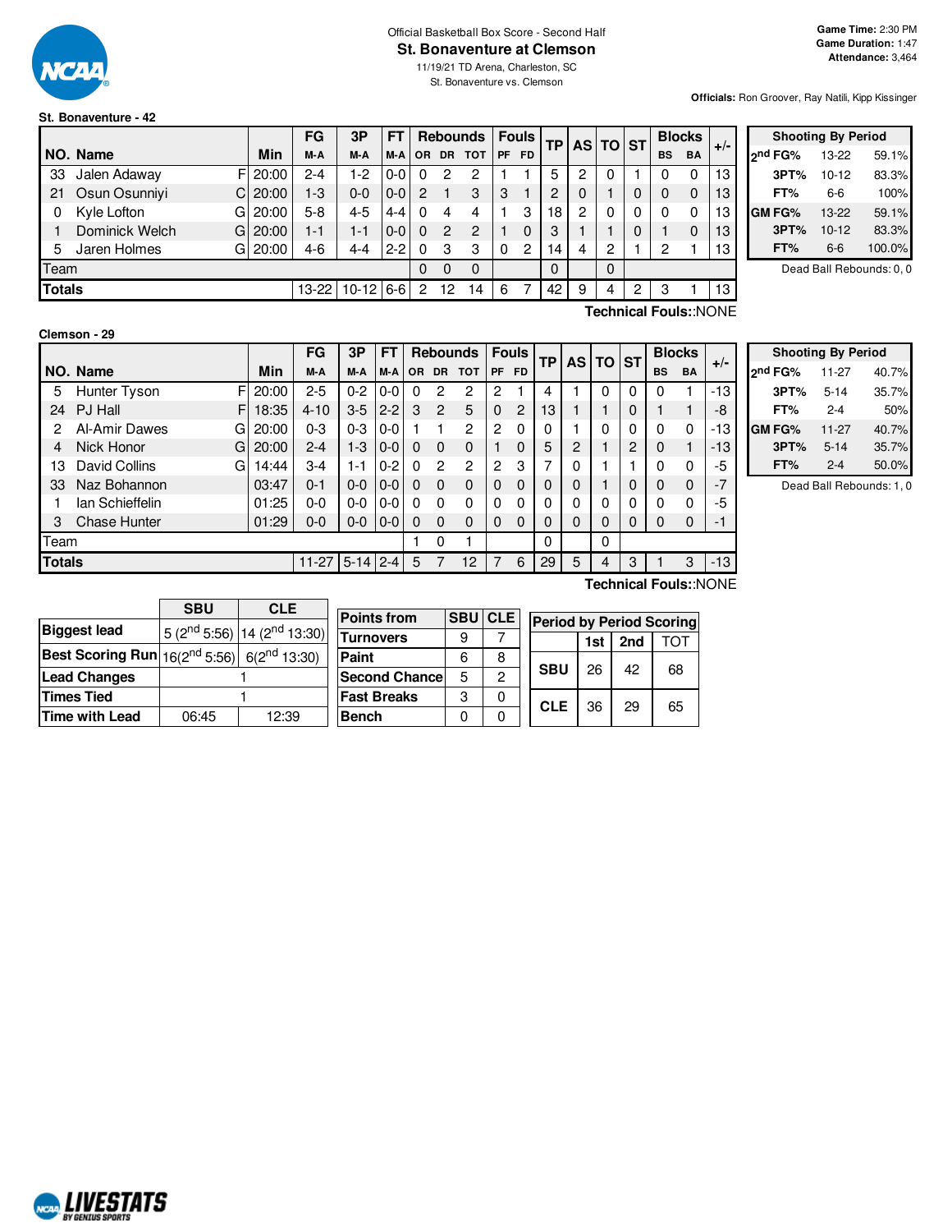Official Basketball Box Score - Second Half

# St. Bonaventure at Clemson

11/19/21 TD Arena, Charleston, SC

St. Bonaventure vs. Clemson

**Game Time:** 2:30 PM
**Game Duration:** 1:47
**Attendance:** 3,464

**Officials:** Ron Groover, Ray Natili, Kipp Kissinger

## St. Bonaventure - 42

| NO. | Name | | Min | FG M-A | 3P M-A | FT M-A | Rebounds OR | DR | TOT | Fouls PF | FD | TP | AS | TO | ST | Blocks BS | BA | +/- |
|---|---|---|---|---|---|---|---|---|---|---|---|---|---|---|---|---|---|---|
| 33 | Jalen Adaway | F | 20:00 | 2-4 | 1-2 | 0-0 | 0 | 2 | 2 | 1 | 1 | 5 | 2 | 0 | 1 | 0 | 0 | 13 |
| 21 | Osun Osunniyi | C | 20:00 | 1-3 | 0-0 | 0-0 | 2 | 1 | 3 | 3 | 1 | 2 | 0 | 1 | 0 | 0 | 0 | 13 |
| 0 | Kyle Lofton | G | 20:00 | 5-8 | 4-5 | 4-4 | 0 | 4 | 4 | 1 | 3 | 18 | 2 | 0 | 0 | 0 | 0 | 13 |
| 1 | Dominick Welch | G | 20:00 | 1-1 | 1-1 | 0-0 | 0 | 2 | 2 | 1 | 0 | 3 | 1 | 1 | 0 | 1 | 0 | 13 |
| 5 | Jaren Holmes | G | 20:00 | 4-6 | 4-4 | 2-2 | 0 | 3 | 3 | 0 | 2 | 14 | 4 | 2 | 1 | 2 | 1 | 13 |
| Team | | | | | | | 0 | 0 | 0 | | | 0 | | 0 | | | | |
| Totals | | | | 13-22 | 10-12 | 6-6 | 2 | 12 | 14 | 6 | 7 | 42 | 9 | 4 | 2 | 3 | 1 | 13 |

**Technical Fouls:**:NONE

| Shooting By Period | | |
|---|---|---|
| 2nd FG% | 13-22 | 59.1% |
| 3PT% | 10-12 | 83.3% |
| FT% | 6-6 | 100% |
| GM FG% | 13-22 | 59.1% |
| 3PT% | 10-12 | 83.3% |
| FT% | 6-6 | 100.0% |

Dead Ball Rebounds: 0, 0

## Clemson - 29

| NO. | Name | | Min | FG M-A | 3P M-A | FT M-A | Rebounds OR | DR | TOT | Fouls PF | FD | TP | AS | TO | ST | Blocks BS | BA | +/- |
|---|---|---|---|---|---|---|---|---|---|---|---|---|---|---|---|---|---|---|
| 5 | Hunter Tyson | F | 20:00 | 2-5 | 0-2 | 0-0 | 0 | 2 | 2 | 2 | 1 | 4 | 1 | 0 | 0 | 0 | 1 | -13 |
| 24 | PJ Hall | F | 18:35 | 4-10 | 3-5 | 2-2 | 3 | 2 | 5 | 0 | 2 | 13 | 1 | 1 | 0 | 1 | 1 | -8 |
| 2 | Al-Amir Dawes | G | 20:00 | 0-3 | 0-3 | 0-0 | 1 | 1 | 2 | 2 | 0 | 0 | 1 | 0 | 0 | 0 | 0 | -13 |
| 4 | Nick Honor | G | 20:00 | 2-4 | 1-3 | 0-0 | 0 | 0 | 0 | 1 | 0 | 5 | 2 | 1 | 2 | 0 | 1 | -13 |
| 13 | David Collins | G | 14:44 | 3-4 | 1-1 | 0-2 | 0 | 2 | 2 | 2 | 3 | 7 | 0 | 1 | 1 | 0 | 0 | -5 |
| 33 | Naz Bohannon | | 03:47 | 0-1 | 0-0 | 0-0 | 0 | 0 | 0 | 0 | 0 | 0 | 0 | 1 | 0 | 0 | 0 | -7 |
| 1 | Ian Schieffelin | | 01:25 | 0-0 | 0-0 | 0-0 | 0 | 0 | 0 | 0 | 0 | 0 | 0 | 0 | 0 | 0 | 0 | -5 |
| 3 | Chase Hunter | | 01:29 | 0-0 | 0-0 | 0-0 | 0 | 0 | 0 | 0 | 0 | 0 | 0 | 0 | 0 | 0 | 0 | -1 |
| Team | | | | | | | 1 | 0 | 1 | | | 0 | | 0 | | | | |
| Totals | | | | 11-27 | 5-14 | 2-4 | 5 | 7 | 12 | 7 | 6 | 29 | 5 | 4 | 3 | 1 | 3 | -13 |

**Technical Fouls:**:NONE

| Shooting By Period | | |
|---|---|---|
| 2nd FG% | 11-27 | 40.7% |
| 3PT% | 5-14 | 35.7% |
| FT% | 2-4 | 50% |
| GM FG% | 11-27 | 40.7% |
| 3PT% | 5-14 | 35.7% |
| FT% | 2-4 | 50.0% |

Dead Ball Rebounds: 1, 0

| | SBU | CLE |
|---|---|---|
| Biggest lead | 5 (2nd 5:56) | 14 (2nd 13:30) |
| Best Scoring Run | 16(2nd 5:56) | 6(2nd 13:30) |
| Lead Changes | 1 | |
| Times Tied | 1 | |
| Time with Lead | 06:45 | 12:39 |

| Points from | SBU | CLE |
|---|---|---|
| Turnovers | 9 | 7 |
| Paint | 6 | 8 |
| Second Chance | 5 | 2 |
| Fast Breaks | 3 | 0 |
| Bench | 0 | 0 |

| Period by Period Scoring | 1st | 2nd | TOT |
|---|---|---|---|
| SBU | 26 | 42 | 68 |
| CLE | 36 | 29 | 65 |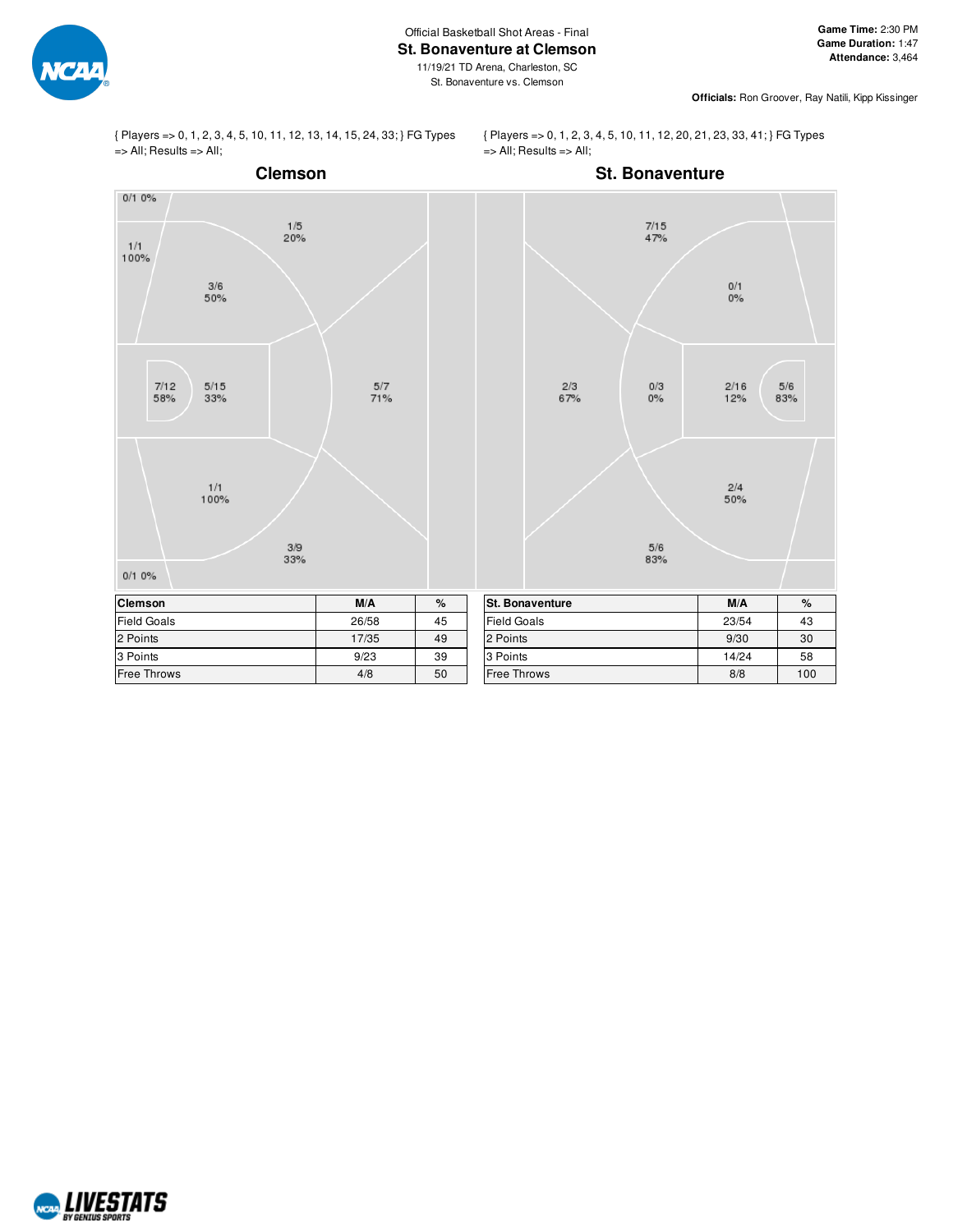Official Basketball Shot Areas - Final

# St. Bonaventure at Clemson

11/19/21 TD Arena, Charleston, SC

St. Bonaventure vs. Clemson

**Game Time:** 2:30 PM
**Game Duration:** 1:47
**Attendance:** 3,464

**Officials:** Ron Groover, Ray Natili, Kipp Kissinger

{ Players => 0, 1, 2, 3, 4, 5, 10, 11, 12, 13, 14, 15, 24, 33; } FG Types => All; Results => All;

{ Players => 0, 1, 2, 3, 4, 5, 10, 11, 12, 20, 21, 23, 33, 41; } FG Types => All; Results => All;

## Clemson

0/1 0%
1/5 20%
1/1 100%
3/6 50%
7/12 58%
5/15 33%
5/7 71%
1/1 100%
3/9 33%
0/1 0%

## St. Bonaventure

7/15 47%
0/1 0%
2/3 67%
0/3 0%
2/16 12%
5/6 83%
2/4 50%
5/6 83%

| Clemson | M/A | % |
|---|---|---|
| Field Goals | 26/58 | 45 |
| 2 Points | 17/35 | 49 |
| 3 Points | 9/23 | 39 |
| Free Throws | 4/8 | 50 |

| St. Bonaventure | M/A | % |
|---|---|---|
| Field Goals | 23/54 | 43 |
| 2 Points | 9/30 | 30 |
| 3 Points | 14/24 | 58 |
| Free Throws | 8/8 | 100 |